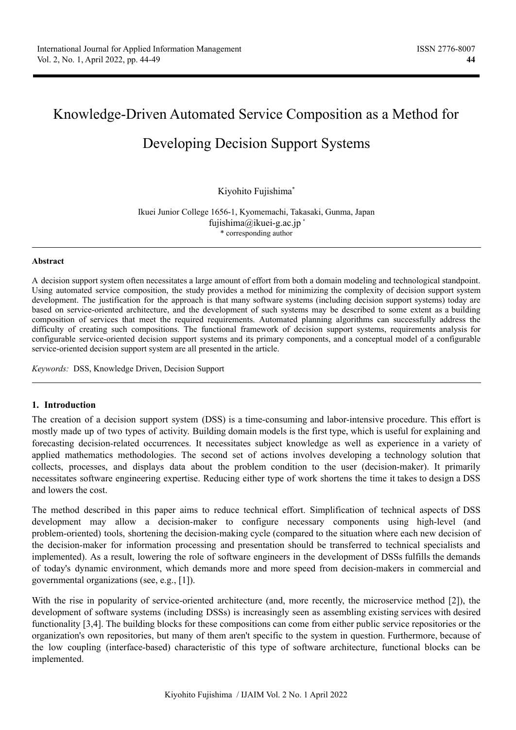# Knowledge-Driven Automated Service Composition as a Method for Developing Decision Support Systems

Kiyohito Fujishima*

Ikuei Junior College 1656-1, Kyomemachi, Takasaki, Gunma, Japan
fujishima@ikuei-g.ac.jp *
\* corresponding author

### Abstract

A decision support system often necessitates a large amount of effort from both a domain modeling and technological standpoint. Using automated service composition, the study provides a method for minimizing the complexity of decision support system development. The justification for the approach is that many software systems (including decision support systems) today are based on service-oriented architecture, and the development of such systems may be described to some extent as a building composition of services that meet the required requirements. Automated planning algorithms can successfully address the difficulty of creating such compositions. The functional framework of decision support systems, requirements analysis for configurable service-oriented decision support systems and its primary components, and a conceptual model of a configurable service-oriented decision support system are all presented in the article.

*Keywords:* DSS, Knowledge Driven, Decision Support

## 1. Introduction

The creation of a decision support system (DSS) is a time-consuming and labor-intensive procedure. This effort is mostly made up of two types of activity. Building domain models is the first type, which is useful for explaining and forecasting decision-related occurrences. It necessitates subject knowledge as well as experience in a variety of applied mathematics methodologies. The second set of actions involves developing a technology solution that collects, processes, and displays data about the problem condition to the user (decision-maker). It primarily necessitates software engineering expertise. Reducing either type of work shortens the time it takes to design a DSS and lowers the cost.

The method described in this paper aims to reduce technical effort. Simplification of technical aspects of DSS development may allow a decision-maker to configure necessary components using high-level (and problem-oriented) tools, shortening the decision-making cycle (compared to the situation where each new decision of the decision-maker for information processing and presentation should be transferred to technical specialists and implemented). As a result, lowering the role of software engineers in the development of DSSs fulfills the demands of today's dynamic environment, which demands more and more speed from decision-makers in commercial and governmental organizations (see, e.g., [1]).

With the rise in popularity of service-oriented architecture (and, more recently, the microservice method [2]), the development of software systems (including DSSs) is increasingly seen as assembling existing services with desired functionality [3,4]. The building blocks for these compositions can come from either public service repositories or the organization's own repositories, but many of them aren't specific to the system in question. Furthermore, because of the low coupling (interface-based) characteristic of this type of software architecture, functional blocks can be implemented.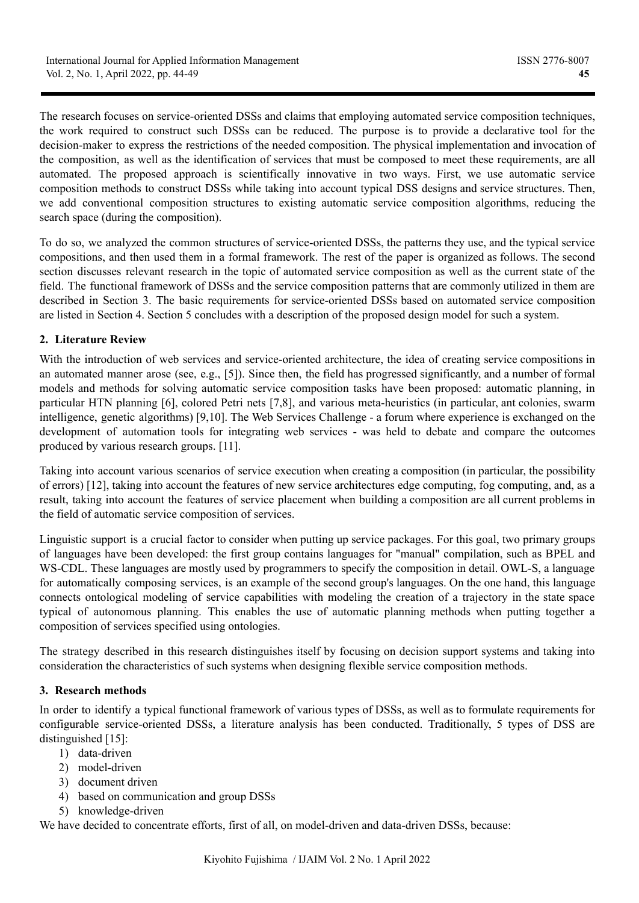The research focuses on service-oriented DSSs and claims that employing automated service composition techniques, the work required to construct such DSSs can be reduced. The purpose is to provide a declarative tool for the decision-maker to express the restrictions of the needed composition. The physical implementation and invocation of the composition, as well as the identification of services that must be composed to meet these requirements, are all automated. The proposed approach is scientifically innovative in two ways. First, we use automatic service composition methods to construct DSSs while taking into account typical DSS designs and service structures. Then, we add conventional composition structures to existing automatic service composition algorithms, reducing the search space (during the composition).

To do so, we analyzed the common structures of service-oriented DSSs, the patterns they use, and the typical service compositions, and then used them in a formal framework. The rest of the paper is organized as follows. The second section discusses relevant research in the topic of automated service composition as well as the current state of the field. The functional framework of DSSs and the service composition patterns that are commonly utilized in them are described in Section 3. The basic requirements for service-oriented DSSs based on automated service composition are listed in Section 4. Section 5 concludes with a description of the proposed design model for such a system.

## 2. Literature Review

With the introduction of web services and service-oriented architecture, the idea of creating service compositions in an automated manner arose (see, e.g., [5]). Since then, the field has progressed significantly, and a number of formal models and methods for solving automatic service composition tasks have been proposed: automatic planning, in particular HTN planning [6], colored Petri nets [7,8], and various meta-heuristics (in particular, ant colonies, swarm intelligence, genetic algorithms) [9,10]. The Web Services Challenge - a forum where experience is exchanged on the development of automation tools for integrating web services - was held to debate and compare the outcomes produced by various research groups. [11].

Taking into account various scenarios of service execution when creating a composition (in particular, the possibility of errors) [12], taking into account the features of new service architectures edge computing, fog computing, and, as a result, taking into account the features of service placement when building a composition are all current problems in the field of automatic service composition of services.

Linguistic support is a crucial factor to consider when putting up service packages. For this goal, two primary groups of languages have been developed: the first group contains languages for "manual" compilation, such as BPEL and WS-CDL. These languages are mostly used by programmers to specify the composition in detail. OWL-S, a language for automatically composing services, is an example of the second group's languages. On the one hand, this language connects ontological modeling of service capabilities with modeling the creation of a trajectory in the state space typical of autonomous planning. This enables the use of automatic planning methods when putting together a composition of services specified using ontologies.

The strategy described in this research distinguishes itself by focusing on decision support systems and taking into consideration the characteristics of such systems when designing flexible service composition methods.

## 3. Research methods

In order to identify a typical functional framework of various types of DSSs, as well as to formulate requirements for configurable service-oriented DSSs, a literature analysis has been conducted. Traditionally, 5 types of DSS are distinguished [15]:

1) data-driven
2) model-driven
3) document driven
4) based on communication and group DSSs
5) knowledge-driven

We have decided to concentrate efforts, first of all, on model-driven and data-driven DSSs, because: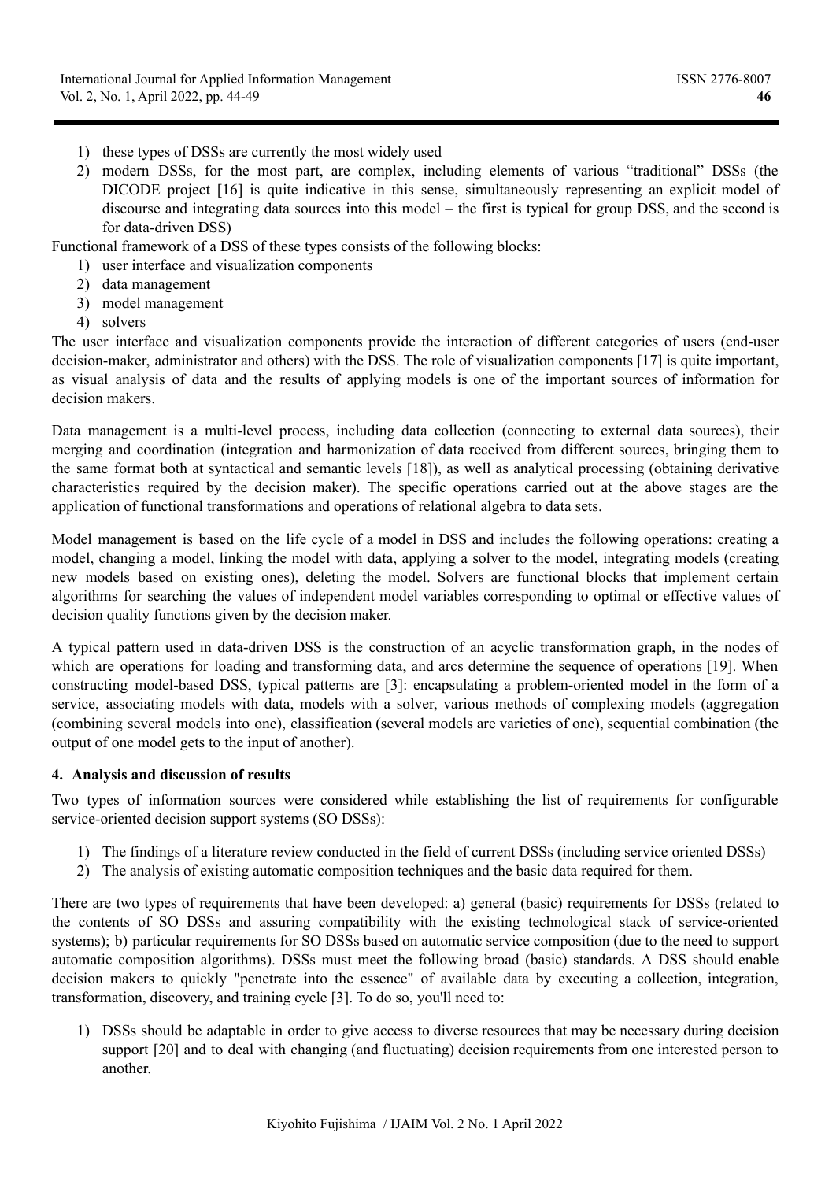1) these types of DSSs are currently the most widely used
2) modern DSSs, for the most part, are complex, including elements of various "traditional" DSSs (the DICODE project [16] is quite indicative in this sense, simultaneously representing an explicit model of discourse and integrating data sources into this model – the first is typical for group DSS, and the second is for data-driven DSS)

Functional framework of a DSS of these types consists of the following blocks:

1) user interface and visualization components
2) data management
3) model management
4) solvers

The user interface and visualization components provide the interaction of different categories of users (end-user decision-maker, administrator and others) with the DSS. The role of visualization components [17] is quite important, as visual analysis of data and the results of applying models is one of the important sources of information for decision makers.

Data management is a multi-level process, including data collection (connecting to external data sources), their merging and coordination (integration and harmonization of data received from different sources, bringing them to the same format both at syntactical and semantic levels [18]), as well as analytical processing (obtaining derivative characteristics required by the decision maker). The specific operations carried out at the above stages are the application of functional transformations and operations of relational algebra to data sets.

Model management is based on the life cycle of a model in DSS and includes the following operations: creating a model, changing a model, linking the model with data, applying a solver to the model, integrating models (creating new models based on existing ones), deleting the model. Solvers are functional blocks that implement certain algorithms for searching the values of independent model variables corresponding to optimal or effective values of decision quality functions given by the decision maker.

A typical pattern used in data-driven DSS is the construction of an acyclic transformation graph, in the nodes of which are operations for loading and transforming data, and arcs determine the sequence of operations [19]. When constructing model-based DSS, typical patterns are [3]: encapsulating a problem-oriented model in the form of a service, associating models with data, models with a solver, various methods of complexing models (aggregation (combining several models into one), classification (several models are varieties of one), sequential combination (the output of one model gets to the input of another).

## 4. Analysis and discussion of results

Two types of information sources were considered while establishing the list of requirements for configurable service-oriented decision support systems (SO DSSs):

1) The findings of a literature review conducted in the field of current DSSs (including service oriented DSSs)
2) The analysis of existing automatic composition techniques and the basic data required for them.

There are two types of requirements that have been developed: a) general (basic) requirements for DSSs (related to the contents of SO DSSs and assuring compatibility with the existing technological stack of service-oriented systems); b) particular requirements for SO DSSs based on automatic service composition (due to the need to support automatic composition algorithms). DSSs must meet the following broad (basic) standards. A DSS should enable decision makers to quickly "penetrate into the essence" of available data by executing a collection, integration, transformation, discovery, and training cycle [3]. To do so, you'll need to:

1) DSSs should be adaptable in order to give access to diverse resources that may be necessary during decision support [20] and to deal with changing (and fluctuating) decision requirements from one interested person to another.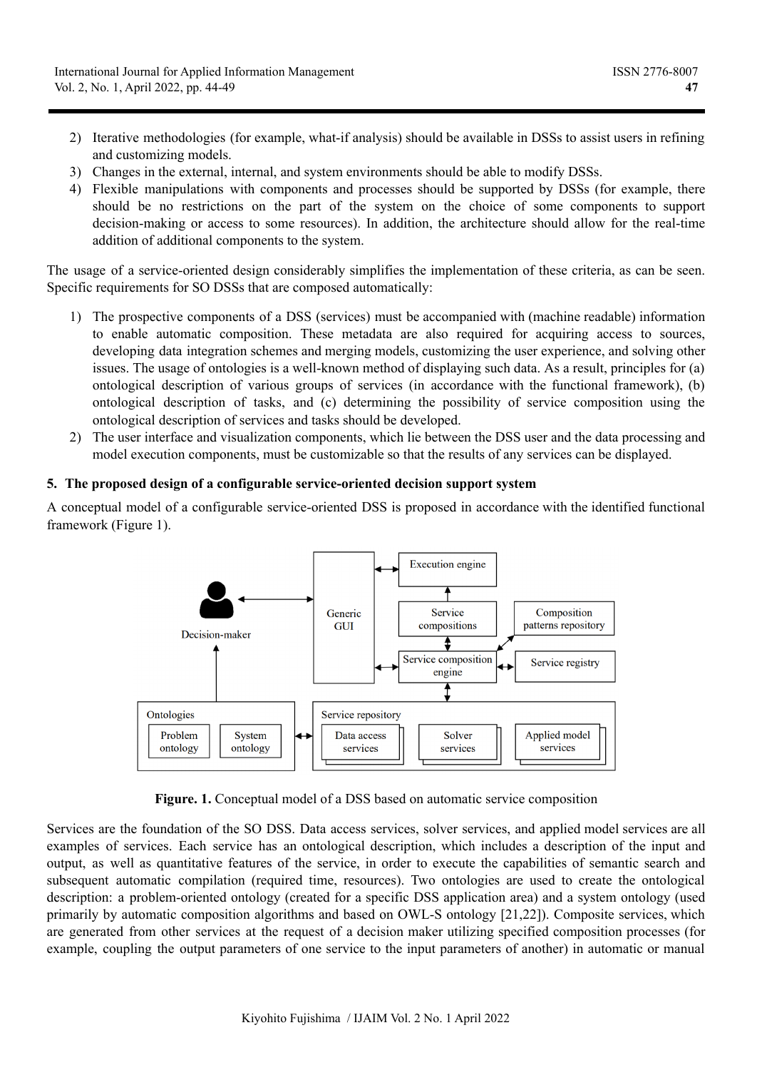2) Iterative methodologies (for example, what-if analysis) should be available in DSSs to assist users in refining and customizing models.
3) Changes in the external, internal, and system environments should be able to modify DSSs.
4) Flexible manipulations with components and processes should be supported by DSSs (for example, there should be no restrictions on the part of the system on the choice of some components to support decision-making or access to some resources). In addition, the architecture should allow for the real-time addition of additional components to the system.

The usage of a service-oriented design considerably simplifies the implementation of these criteria, as can be seen. Specific requirements for SO DSSs that are composed automatically:

1) The prospective components of a DSS (services) must be accompanied with (machine readable) information to enable automatic composition. These metadata are also required for acquiring access to sources, developing data integration schemes and merging models, customizing the user experience, and solving other issues. The usage of ontologies is a well-known method of displaying such data. As a result, principles for (a) ontological description of various groups of services (in accordance with the functional framework), (b) ontological description of tasks, and (c) determining the possibility of service composition using the ontological description of services and tasks should be developed.
2) The user interface and visualization components, which lie between the DSS user and the data processing and model execution components, must be customizable so that the results of any services can be displayed.

## 5. The proposed design of a configurable service-oriented decision support system

A conceptual model of a configurable service-oriented DSS is proposed in accordance with the identified functional framework (Figure 1).

Decision-maker

Generic GUI

Execution engine

Service compositions

Composition patterns repository

Service composition engine

Service registry

Ontologies

Problem ontology

System ontology

Service repository

Data access services

Solver services

Applied model services

**Figure. 1.** Conceptual model of a DSS based on automatic service composition

Services are the foundation of the SO DSS. Data access services, solver services, and applied model services are all examples of services. Each service has an ontological description, which includes a description of the input and output, as well as quantitative features of the service, in order to execute the capabilities of semantic search and subsequent automatic compilation (required time, resources). Two ontologies are used to create the ontological description: a problem-oriented ontology (created for a specific DSS application area) and a system ontology (used primarily by automatic composition algorithms and based on OWL-S ontology [21,22]). Composite services, which are generated from other services at the request of a decision maker utilizing specified composition processes (for example, coupling the output parameters of one service to the input parameters of another) in automatic or manual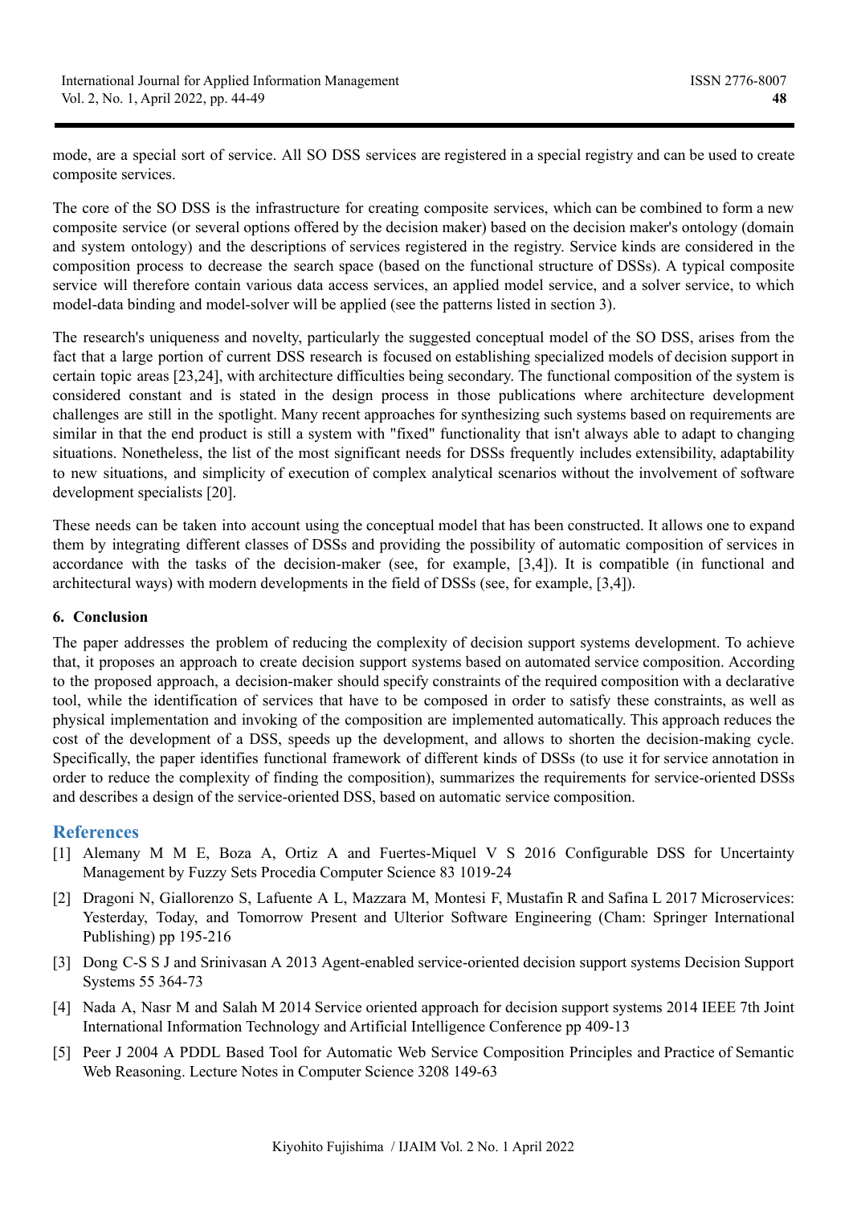mode, are a special sort of service. All SO DSS services are registered in a special registry and can be used to create composite services.

The core of the SO DSS is the infrastructure for creating composite services, which can be combined to form a new composite service (or several options offered by the decision maker) based on the decision maker's ontology (domain and system ontology) and the descriptions of services registered in the registry. Service kinds are considered in the composition process to decrease the search space (based on the functional structure of DSSs). A typical composite service will therefore contain various data access services, an applied model service, and a solver service, to which model-data binding and model-solver will be applied (see the patterns listed in section 3).

The research's uniqueness and novelty, particularly the suggested conceptual model of the SO DSS, arises from the fact that a large portion of current DSS research is focused on establishing specialized models of decision support in certain topic areas [23,24], with architecture difficulties being secondary. The functional composition of the system is considered constant and is stated in the design process in those publications where architecture development challenges are still in the spotlight. Many recent approaches for synthesizing such systems based on requirements are similar in that the end product is still a system with "fixed" functionality that isn't always able to adapt to changing situations. Nonetheless, the list of the most significant needs for DSSs frequently includes extensibility, adaptability to new situations, and simplicity of execution of complex analytical scenarios without the involvement of software development specialists [20].

These needs can be taken into account using the conceptual model that has been constructed. It allows one to expand them by integrating different classes of DSSs and providing the possibility of automatic composition of services in accordance with the tasks of the decision-maker (see, for example, [3,4]). It is compatible (in functional and architectural ways) with modern developments in the field of DSSs (see, for example, [3,4]).

## 6. Conclusion

The paper addresses the problem of reducing the complexity of decision support systems development. To achieve that, it proposes an approach to create decision support systems based on automated service composition. According to the proposed approach, a decision-maker should specify constraints of the required composition with a declarative tool, while the identification of services that have to be composed in order to satisfy these constraints, as well as physical implementation and invoking of the composition are implemented automatically. This approach reduces the cost of the development of a DSS, speeds up the development, and allows to shorten the decision-making cycle. Specifically, the paper identifies functional framework of different kinds of DSSs (to use it for service annotation in order to reduce the complexity of finding the composition), summarizes the requirements for service-oriented DSSs and describes a design of the service-oriented DSS, based on automatic service composition.

## References

[1] Alemany M M E, Boza A, Ortiz A and Fuertes-Miquel V S 2016 Configurable DSS for Uncertainty Management by Fuzzy Sets Procedia Computer Science 83 1019-24

[2] Dragoni N, Giallorenzo S, Lafuente A L, Mazzara M, Montesi F, Mustafin R and Safina L 2017 Microservices: Yesterday, Today, and Tomorrow Present and Ulterior Software Engineering (Cham: Springer International Publishing) pp 195-216

[3] Dong C-S S J and Srinivasan A 2013 Agent-enabled service-oriented decision support systems Decision Support Systems 55 364-73

[4] Nada A, Nasr M and Salah M 2014 Service oriented approach for decision support systems 2014 IEEE 7th Joint International Information Technology and Artificial Intelligence Conference pp 409-13

[5] Peer J 2004 A PDDL Based Tool for Automatic Web Service Composition Principles and Practice of Semantic Web Reasoning. Lecture Notes in Computer Science 3208 149-63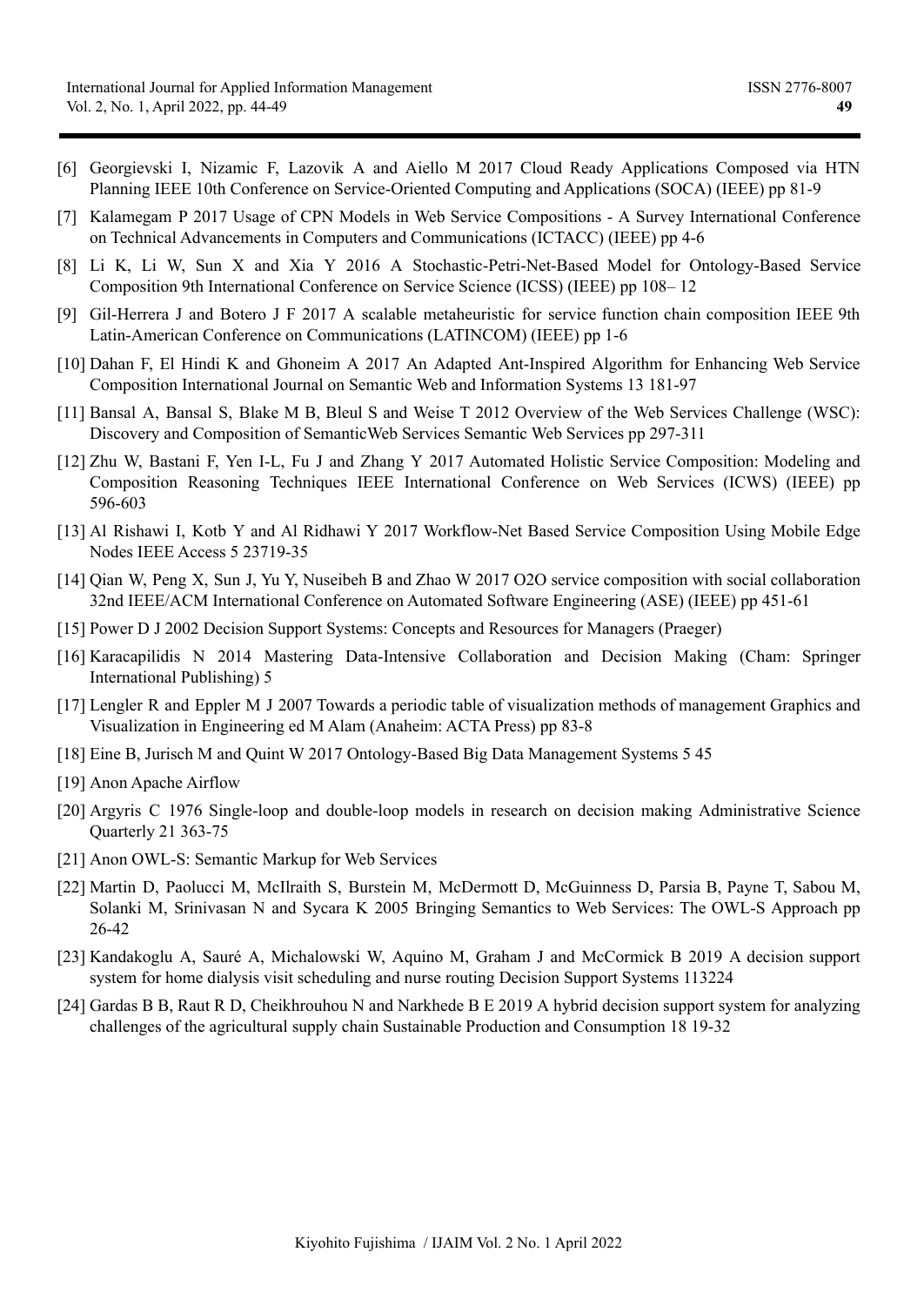[6] Georgievski I, Nizamic F, Lazovik A and Aiello M 2017 Cloud Ready Applications Composed via HTN Planning IEEE 10th Conference on Service-Oriented Computing and Applications (SOCA) (IEEE) pp 81-9

[7] Kalamegam P 2017 Usage of CPN Models in Web Service Compositions - A Survey International Conference on Technical Advancements in Computers and Communications (ICTACC) (IEEE) pp 4-6

[8] Li K, Li W, Sun X and Xia Y 2016 A Stochastic-Petri-Net-Based Model for Ontology-Based Service Composition 9th International Conference on Service Science (ICSS) (IEEE) pp 108– 12

[9] Gil-Herrera J and Botero J F 2017 A scalable metaheuristic for service function chain composition IEEE 9th Latin-American Conference on Communications (LATINCOM) (IEEE) pp 1-6

[10] Dahan F, El Hindi K and Ghoneim A 2017 An Adapted Ant-Inspired Algorithm for Enhancing Web Service Composition International Journal on Semantic Web and Information Systems 13 181-97

[11] Bansal A, Bansal S, Blake M B, Bleul S and Weise T 2012 Overview of the Web Services Challenge (WSC): Discovery and Composition of SemanticWeb Services Semantic Web Services pp 297-311

[12] Zhu W, Bastani F, Yen I-L, Fu J and Zhang Y 2017 Automated Holistic Service Composition: Modeling and Composition Reasoning Techniques IEEE International Conference on Web Services (ICWS) (IEEE) pp 596-603

[13] Al Rishawi I, Kotb Y and Al Ridhawi Y 2017 Workflow-Net Based Service Composition Using Mobile Edge Nodes IEEE Access 5 23719-35

[14] Qian W, Peng X, Sun J, Yu Y, Nuseibeh B and Zhao W 2017 O2O service composition with social collaboration 32nd IEEE/ACM International Conference on Automated Software Engineering (ASE) (IEEE) pp 451-61

[15] Power D J 2002 Decision Support Systems: Concepts and Resources for Managers (Praeger)

[16] Karacapilidis N 2014 Mastering Data-Intensive Collaboration and Decision Making (Cham: Springer International Publishing) 5

[17] Lengler R and Eppler M J 2007 Towards a periodic table of visualization methods of management Graphics and Visualization in Engineering ed M Alam (Anaheim: ACTA Press) pp 83-8

[18] Eine B, Jurisch M and Quint W 2017 Ontology-Based Big Data Management Systems 5 45

[19] Anon Apache Airflow

[20] Argyris C 1976 Single-loop and double-loop models in research on decision making Administrative Science Quarterly 21 363-75

[21] Anon OWL-S: Semantic Markup for Web Services

[22] Martin D, Paolucci M, McIlraith S, Burstein M, McDermott D, McGuinness D, Parsia B, Payne T, Sabou M, Solanki M, Srinivasan N and Sycara K 2005 Bringing Semantics to Web Services: The OWL-S Approach pp 26-42

[23] Kandakoglu A, Sauré A, Michalowski W, Aquino M, Graham J and McCormick B 2019 A decision support system for home dialysis visit scheduling and nurse routing Decision Support Systems 113224

[24] Gardas B B, Raut R D, Cheikhrouhou N and Narkhede B E 2019 A hybrid decision support system for analyzing challenges of the agricultural supply chain Sustainable Production and Consumption 18 19-32